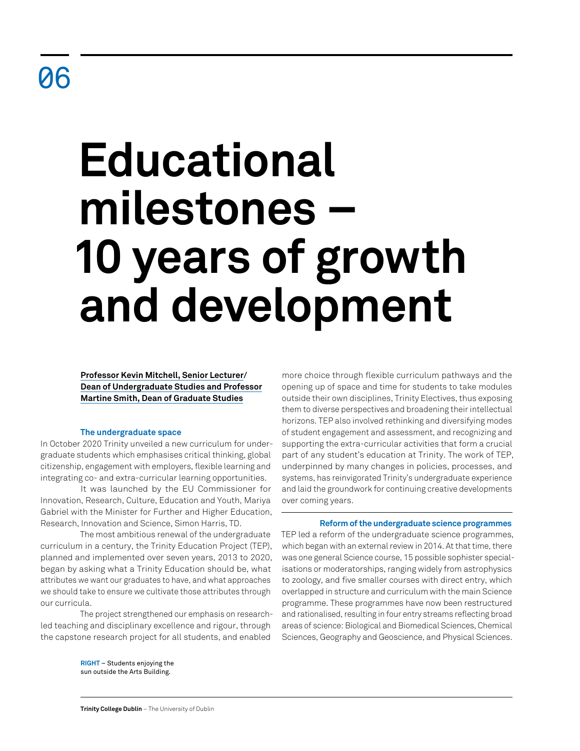06

# Educational milestones – 10 years of growth and development

**Professor Kevin Mitchell, Senior Lecturer/ Dean of Undergraduate Studies and Professor Martine Smith, Dean of Graduate Studies**

### The undergraduate space

In October 2020 Trinity unveiled a new curriculum for undergraduate students which emphasises critical thinking, global citizenship, engagement with employers, flexible learning and integrating co- and extra-curricular learning opportunities.

It was launched by the EU Commissioner for Innovation, Research, Culture, Education and Youth, Mariya Gabriel with the Minister for Further and Higher Education, Research, Innovation and Science, Simon Harris, TD.

The most ambitious renewal of the undergraduate curriculum in a century, the Trinity Education Project (TEP), planned and implemented over seven years, 2013 to 2020, began by asking what a Trinity Education should be, what attributes we want our graduates to have, and what approaches we should take to ensure we cultivate those attributes through our curricula.

The project strengthened our emphasis on research-led teaching and disciplinary excellence and rigour, through the capstone research project for all students, and enabled more choice through flexible curriculum pathways and the opening up of space and time for students to take modules outside their own disciplines, Trinity Electives, thus exposing them to diverse perspectives and broadening their intellectual horizons. TEP also involved rethinking and diversifying modes of student engagement and assessment, and recognizing and supporting the extra-curricular activities that form a crucial part of any student's education at Trinity. The work of TEP, underpinned by many changes in policies, processes, and systems, has reinvigorated Trinity's undergraduate experience and laid the groundwork for continuing creative developments over coming years.

### Reform of the undergraduate science programmes

TEP led a reform of the undergraduate science programmes, which began with an external review in 2014. At that time, there was one general Science course, 15 possible sophister specialisations or moderatorships, ranging widely from astrophysics to zoology, and five smaller courses with direct entry, which overlapped in structure and curriculum with the main Science programme. These programmes have now been restructured and rationalised, resulting in four entry streams reflecting broad areas of science: Biological and Biomedical Sciences, Chemical Sciences, Geography and Geoscience, and Physical Sciences.

**RIGHT** – Students enjoying the sun outside the Arts Building.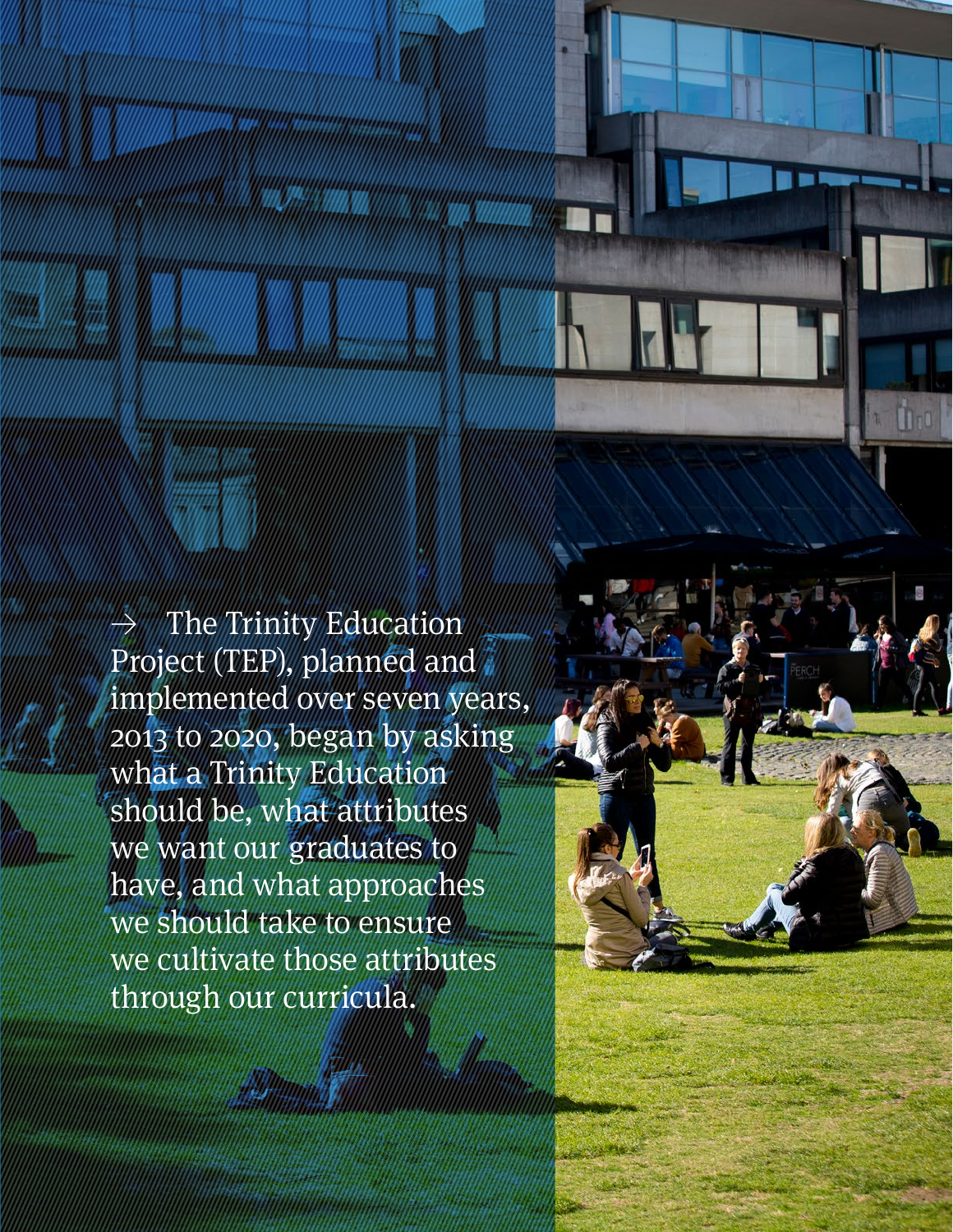→ The Trinity Education Project (TEP), planned and implemented over seven years, 2013 to 2020, began by asking what a Trinity Education should be, what attributes we want our graduates to have, and what approaches we should take to ensure we cultivate those attributes through our curricula.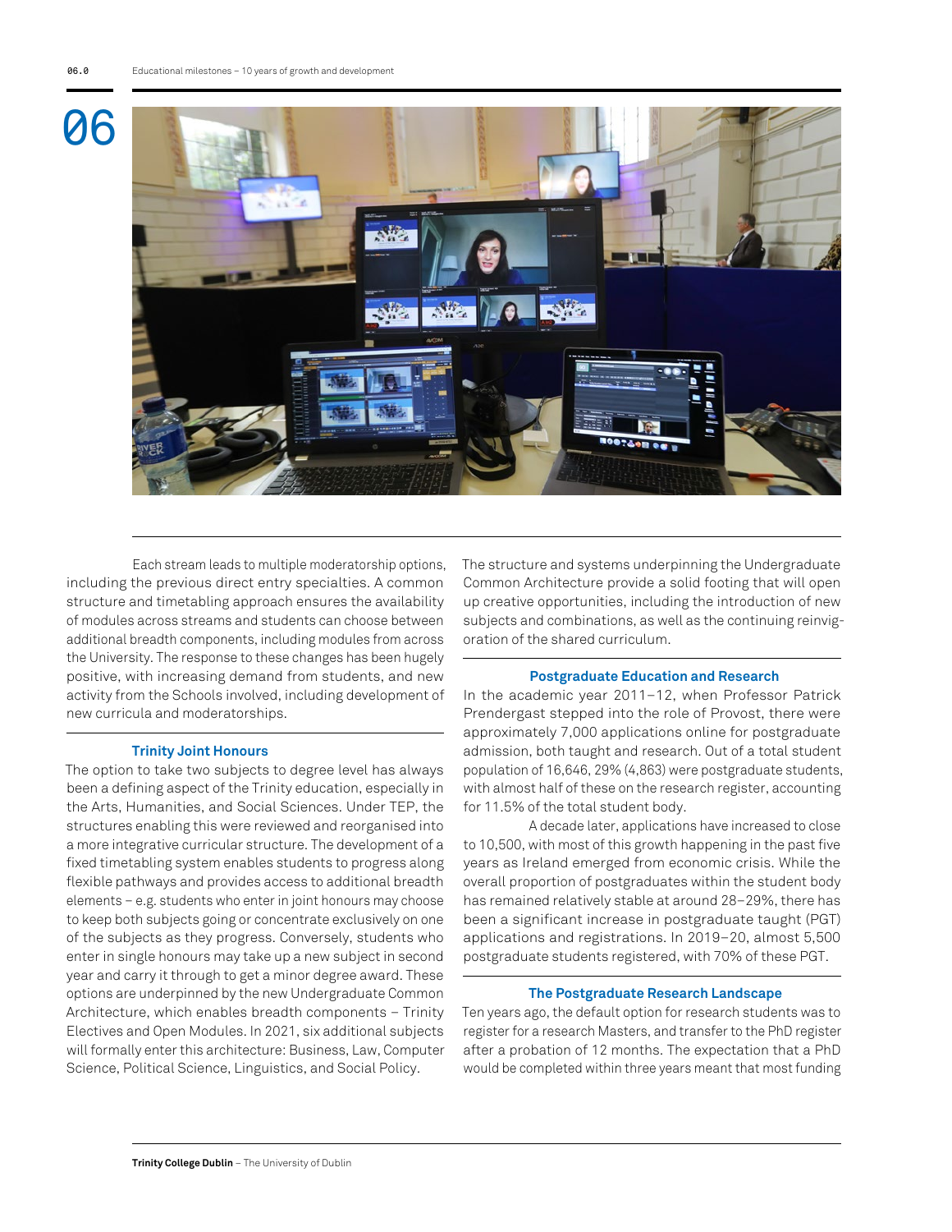Each stream leads to multiple moderatorship options, including the previous direct entry specialties. A common structure and timetabling approach ensures the availability of modules across streams and students can choose between additional breadth components, including modules from across the University. The response to these changes has been hugely positive, with increasing demand from students, and new activity from the Schools involved, including development of new curricula and moderatorships.

### Trinity Joint Honours

The option to take two subjects to degree level has always been a defining aspect of the Trinity education, especially in the Arts, Humanities, and Social Sciences. Under TEP, the structures enabling this were reviewed and reorganised into a more integrative curricular structure. The development of a fixed timetabling system enables students to progress along flexible pathways and provides access to additional breadth elements – e.g. students who enter in joint honours may choose to keep both subjects going or concentrate exclusively on one of the subjects as they progress. Conversely, students who enter in single honours may take up a new subject in second year and carry it through to get a minor degree award. These options are underpinned by the new Undergraduate Common Architecture, which enables breadth components – Trinity Electives and Open Modules. In 2021, six additional subjects will formally enter this architecture: Business, Law, Computer Science, Political Science, Linguistics, and Social Policy.

The structure and systems underpinning the Undergraduate Common Architecture provide a solid footing that will open up creative opportunities, including the introduction of new subjects and combinations, as well as the continuing reinvigoration of the shared curriculum.

### Postgraduate Education and Research

In the academic year 2011–12, when Professor Patrick Prendergast stepped into the role of Provost, there were approximately 7,000 applications online for postgraduate admission, both taught and research. Out of a total student population of 16,646, 29% (4,863) were postgraduate students, with almost half of these on the research register, accounting for 11.5% of the total student body.

A decade later, applications have increased to close to 10,500, with most of this growth happening in the past five years as Ireland emerged from economic crisis. While the overall proportion of postgraduates within the student body has remained relatively stable at around 28–29%, there has been a significant increase in postgraduate taught (PGT) applications and registrations. In 2019–20, almost 5,500 postgraduate students registered, with 70% of these PGT.

### The Postgraduate Research Landscape

Ten years ago, the default option for research students was to register for a research Masters, and transfer to the PhD register after a probation of 12 months. The expectation that a PhD would be completed within three years meant that most funding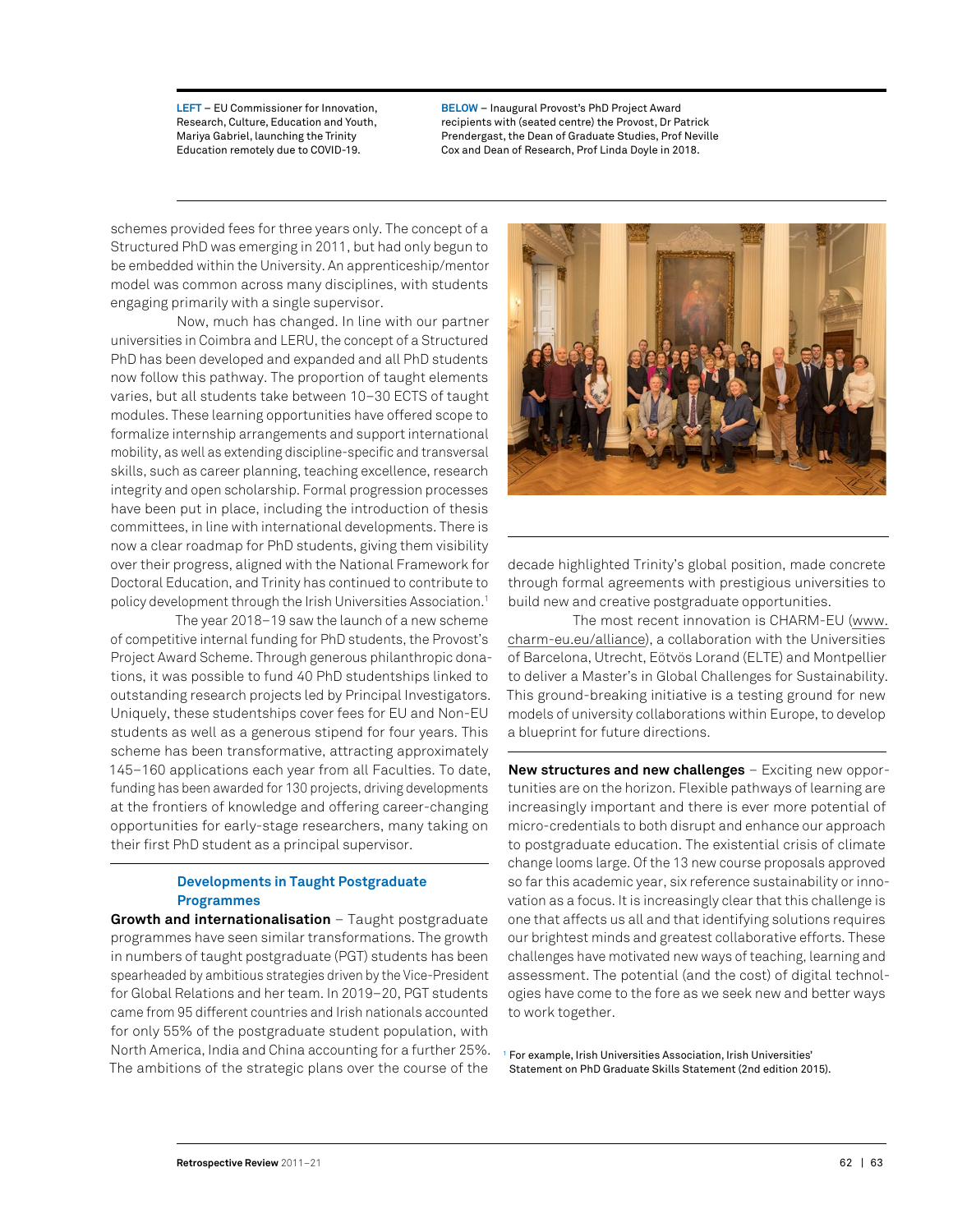**LEFT** – EU Commissioner for Innovation, Research, Culture, Education and Youth, Mariya Gabriel, launching the Trinity Education remotely due to COVID-19.

**BELOW** – Inaugural Provost's PhD Project Award recipients with (seated centre) the Provost, Dr Patrick Prendergast, the Dean of Graduate Studies, Prof Neville Cox and Dean of Research, Prof Linda Doyle in 2018.

schemes provided fees for three years only. The concept of a Structured PhD was emerging in 2011, but had only begun to be embedded within the University. An apprenticeship/mentor model was common across many disciplines, with students engaging primarily with a single supervisor.

Now, much has changed. In line with our partner universities in Coimbra and LERU, the concept of a Structured PhD has been developed and expanded and all PhD students now follow this pathway. The proportion of taught elements varies, but all students take between 10–30 ECTS of taught modules. These learning opportunities have offered scope to formalize internship arrangements and support international mobility, as well as extending discipline-specific and transversal skills, such as career planning, teaching excellence, research integrity and open scholarship. Formal progression processes have been put in place, including the introduction of thesis committees, in line with international developments. There is now a clear roadmap for PhD students, giving them visibility over their progress, aligned with the National Framework for Doctoral Education, and Trinity has continued to contribute to policy development through the Irish Universities Association.[1]

The year 2018–19 saw the launch of a new scheme of competitive internal funding for PhD students, the Provost's Project Award Scheme. Through generous philanthropic donations, it was possible to fund 40 PhD studentships linked to outstanding research projects led by Principal Investigators. Uniquely, these studentships cover fees for EU and Non-EU students as well as a generous stipend for four years. This scheme has been transformative, attracting approximately 145–160 applications each year from all Faculties. To date, funding has been awarded for 130 projects, driving developments at the frontiers of knowledge and offering career-changing opportunities for early-stage researchers, many taking on their first PhD student as a principal supervisor.

### Developments in Taught Postgraduate Programmes

**Growth and internationalisation** – Taught postgraduate programmes have seen similar transformations. The growth in numbers of taught postgraduate (PGT) students has been spearheaded by ambitious strategies driven by the Vice-President for Global Relations and her team. In 2019–20, PGT students came from 95 different countries and Irish nationals accounted for only 55% of the postgraduate student population, with North America, India and China accounting for a further 25%. The ambitions of the strategic plans over the course of the decade highlighted Trinity's global position, made concrete through formal agreements with prestigious universities to build new and creative postgraduate opportunities.

The most recent innovation is CHARM-EU (www.charm-eu.eu/alliance), a collaboration with the Universities of Barcelona, Utrecht, Eötvös Lorand (ELTE) and Montpellier to deliver a Master's in Global Challenges for Sustainability. This ground-breaking initiative is a testing ground for new models of university collaborations within Europe, to develop a blueprint for future directions.

**New structures and new challenges** – Exciting new opportunities are on the horizon. Flexible pathways of learning are increasingly important and there is ever more potential of micro-credentials to both disrupt and enhance our approach to postgraduate education. The existential crisis of climate change looms large. Of the 13 new course proposals approved so far this academic year, six reference sustainability or innovation as a focus. It is increasingly clear that this challenge is one that affects us all and that identifying solutions requires our brightest minds and greatest collaborative efforts. These challenges have motivated new ways of teaching, learning and assessment. The potential (and the cost) of digital technologies have come to the fore as we seek new and better ways to work together.

[1] For example, Irish Universities Association, Irish Universities' Statement on PhD Graduate Skills Statement (2nd edition 2015).